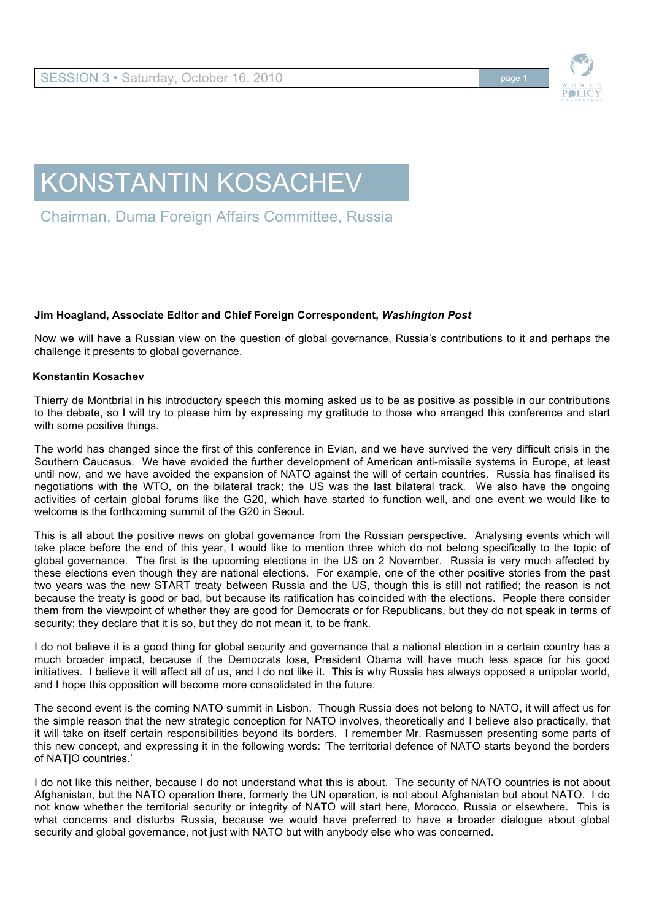# KONSTANTIN KOSACHEV

Chairman, Duma Foreign Affairs Committee, Russia

**Jim Hoagland, Associate Editor and Chief Foreign Correspondent, *Washington Post***

Now we will have a Russian view on the question of global governance, Russia's contributions to it and perhaps the challenge it presents to global governance.

**Konstantin Kosachev**

Thierry de Montbrial in his introductory speech this morning asked us to be as positive as possible in our contributions to the debate, so I will try to please him by expressing my gratitude to those who arranged this conference and start with some positive things.

The world has changed since the first of this conference in Evian, and we have survived the very difficult crisis in the Southern Caucasus. We have avoided the further development of American anti-missile systems in Europe, at least until now, and we have avoided the expansion of NATO against the will of certain countries. Russia has finalised its negotiations with the WTO, on the bilateral track; the US was the last bilateral track. We also have the ongoing activities of certain global forums like the G20, which have started to function well, and one event we would like to welcome is the forthcoming summit of the G20 in Seoul.

This is all about the positive news on global governance from the Russian perspective. Analysing events which will take place before the end of this year, I would like to mention three which do not belong specifically to the topic of global governance. The first is the upcoming elections in the US on 2 November. Russia is very much affected by these elections even though they are national elections. For example, one of the other positive stories from the past two years was the new START treaty between Russia and the US, though this is still not ratified; the reason is not because the treaty is good or bad, but because its ratification has coincided with the elections. People there consider them from the viewpoint of whether they are good for Democrats or for Republicans, but they do not speak in terms of security; they declare that it is so, but they do not mean it, to be frank.

I do not believe it is a good thing for global security and governance that a national election in a certain country has a much broader impact, because if the Democrats lose, President Obama will have much less space for his good initiatives. I believe it will affect all of us, and I do not like it. This is why Russia has always opposed a unipolar world, and I hope this opposition will become more consolidated in the future.

The second event is the coming NATO summit in Lisbon. Though Russia does not belong to NATO, it will affect us for the simple reason that the new strategic conception for NATO involves, theoretically and I believe also practically, that it will take on itself certain responsibilities beyond its borders. I remember Mr. Rasmussen presenting some parts of this new concept, and expressing it in the following words: 'The territorial defence of NATO starts beyond the borders of NAT|O countries.'

I do not like this neither, because I do not understand what this is about. The security of NATO countries is not about Afghanistan, but the NATO operation there, formerly the UN operation, is not about Afghanistan but about NATO. I do not know whether the territorial security or integrity of NATO will start here, Morocco, Russia or elsewhere. This is what concerns and disturbs Russia, because we would have preferred to have a broader dialogue about global security and global governance, not just with NATO but with anybody else who was concerned.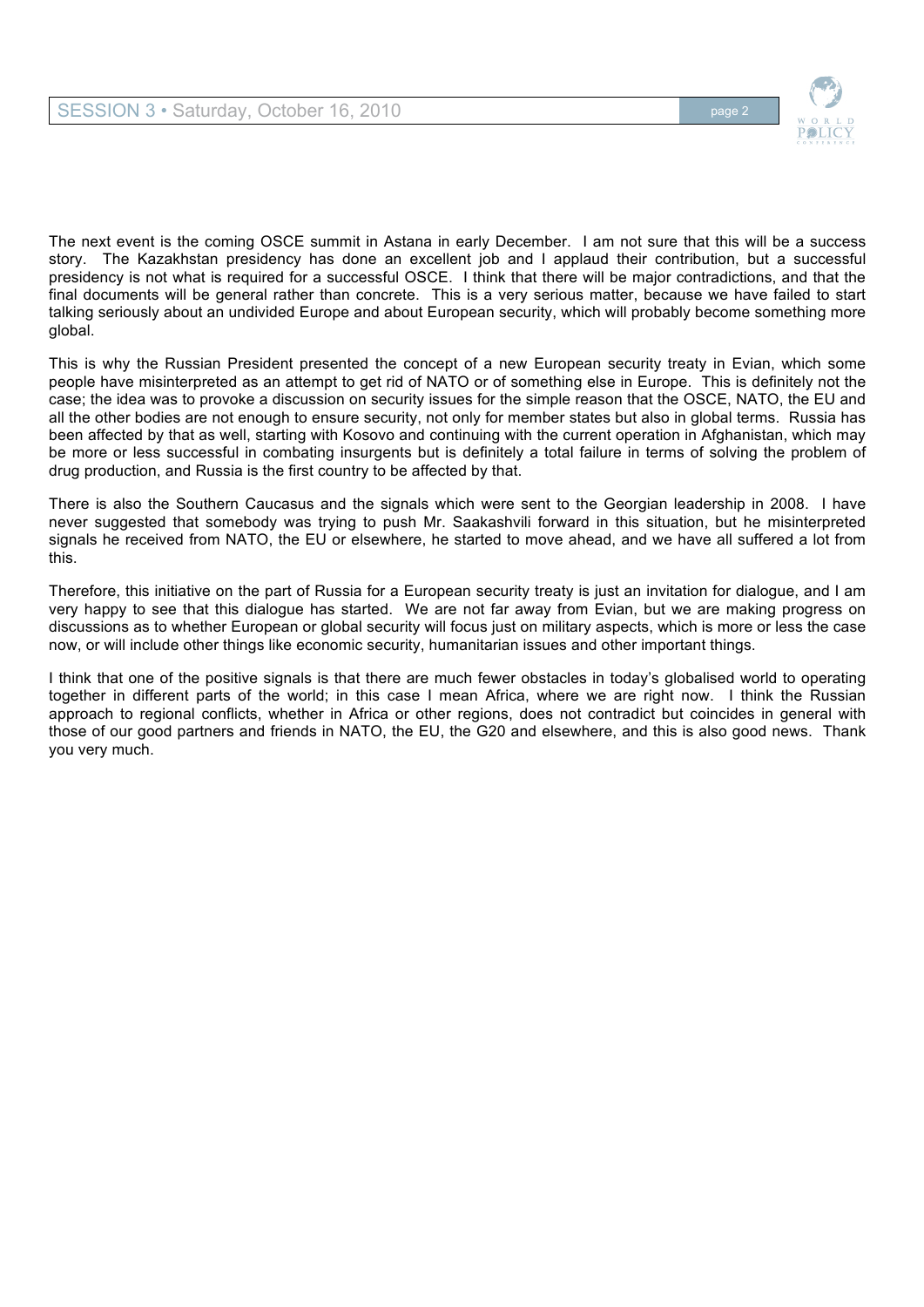The next event is the coming OSCE summit in Astana in early December. I am not sure that this will be a success story. The Kazakhstan presidency has done an excellent job and I applaud their contribution, but a successful presidency is not what is required for a successful OSCE. I think that there will be major contradictions, and that the final documents will be general rather than concrete. This is a very serious matter, because we have failed to start talking seriously about an undivided Europe and about European security, which will probably become something more global.

This is why the Russian President presented the concept of a new European security treaty in Evian, which some people have misinterpreted as an attempt to get rid of NATO or of something else in Europe. This is definitely not the case; the idea was to provoke a discussion on security issues for the simple reason that the OSCE, NATO, the EU and all the other bodies are not enough to ensure security, not only for member states but also in global terms. Russia has been affected by that as well, starting with Kosovo and continuing with the current operation in Afghanistan, which may be more or less successful in combating insurgents but is definitely a total failure in terms of solving the problem of drug production, and Russia is the first country to be affected by that.

There is also the Southern Caucasus and the signals which were sent to the Georgian leadership in 2008. I have never suggested that somebody was trying to push Mr. Saakashvili forward in this situation, but he misinterpreted signals he received from NATO, the EU or elsewhere, he started to move ahead, and we have all suffered a lot from this.

Therefore, this initiative on the part of Russia for a European security treaty is just an invitation for dialogue, and I am very happy to see that this dialogue has started. We are not far away from Evian, but we are making progress on discussions as to whether European or global security will focus just on military aspects, which is more or less the case now, or will include other things like economic security, humanitarian issues and other important things.

I think that one of the positive signals is that there are much fewer obstacles in today's globalised world to operating together in different parts of the world; in this case I mean Africa, where we are right now. I think the Russian approach to regional conflicts, whether in Africa or other regions, does not contradict but coincides in general with those of our good partners and friends in NATO, the EU, the G20 and elsewhere, and this is also good news. Thank you very much.